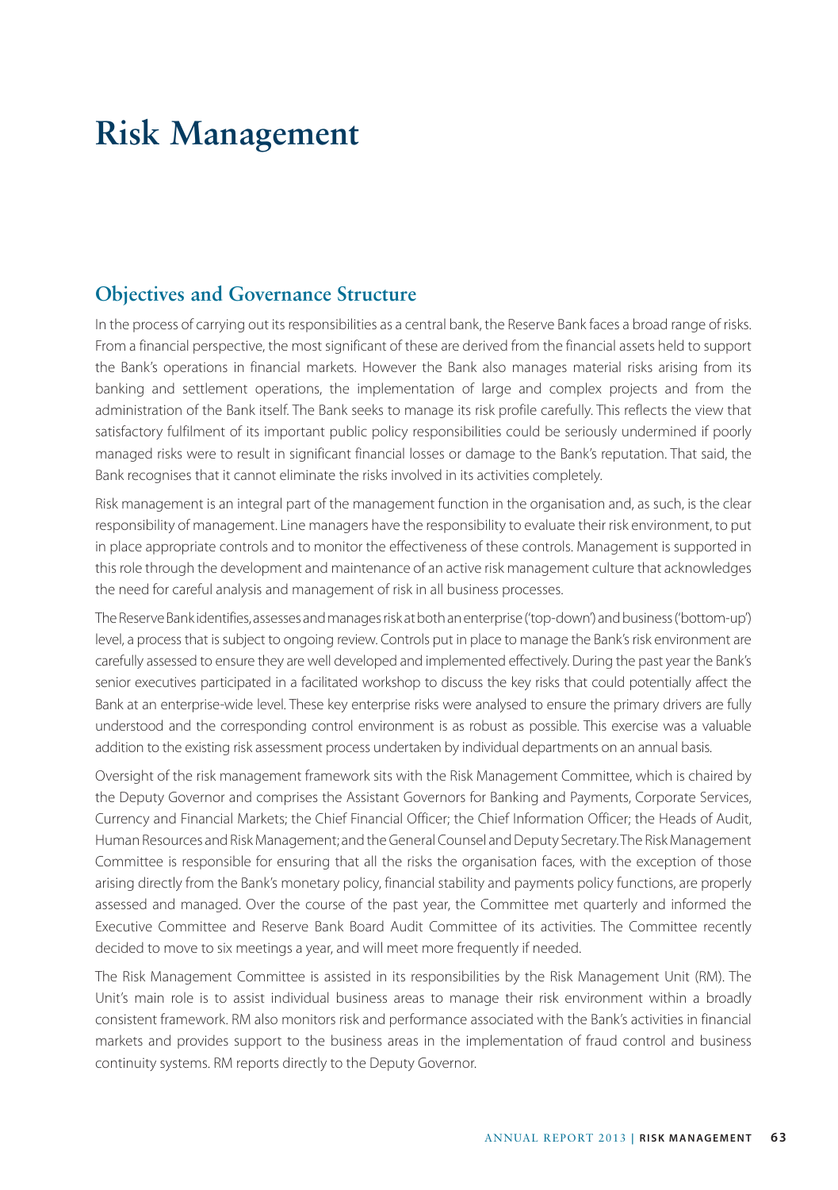# Risk Management

## Objectives and Governance Structure

In the process of carrying out its responsibilities as a central bank, the Reserve Bank faces a broad range of risks. From a financial perspective, the most significant of these are derived from the financial assets held to support the Bank's operations in financial markets. However the Bank also manages material risks arising from its banking and settlement operations, the implementation of large and complex projects and from the administration of the Bank itself. The Bank seeks to manage its risk profile carefully. This reflects the view that satisfactory fulfilment of its important public policy responsibilities could be seriously undermined if poorly managed risks were to result in significant financial losses or damage to the Bank's reputation. That said, the Bank recognises that it cannot eliminate the risks involved in its activities completely.

Risk management is an integral part of the management function in the organisation and, as such, is the clear responsibility of management. Line managers have the responsibility to evaluate their risk environment, to put in place appropriate controls and to monitor the effectiveness of these controls. Management is supported in this role through the development and maintenance of an active risk management culture that acknowledges the need for careful analysis and management of risk in all business processes.

The Reserve Bank identifies, assesses and manages risk at both an enterprise ('top-down') and business ('bottom-up') level, a process that is subject to ongoing review. Controls put in place to manage the Bank's risk environment are carefully assessed to ensure they are well developed and implemented effectively. During the past year the Bank's senior executives participated in a facilitated workshop to discuss the key risks that could potentially affect the Bank at an enterprise-wide level. These key enterprise risks were analysed to ensure the primary drivers are fully understood and the corresponding control environment is as robust as possible. This exercise was a valuable addition to the existing risk assessment process undertaken by individual departments on an annual basis.

Oversight of the risk management framework sits with the Risk Management Committee, which is chaired by the Deputy Governor and comprises the Assistant Governors for Banking and Payments, Corporate Services, Currency and Financial Markets; the Chief Financial Officer; the Chief Information Officer; the Heads of Audit, Human Resources and Risk Management; and the General Counsel and Deputy Secretary. The Risk Management Committee is responsible for ensuring that all the risks the organisation faces, with the exception of those arising directly from the Bank's monetary policy, financial stability and payments policy functions, are properly assessed and managed. Over the course of the past year, the Committee met quarterly and informed the Executive Committee and Reserve Bank Board Audit Committee of its activities. The Committee recently decided to move to six meetings a year, and will meet more frequently if needed.

The Risk Management Committee is assisted in its responsibilities by the Risk Management Unit (RM). The Unit's main role is to assist individual business areas to manage their risk environment within a broadly consistent framework. RM also monitors risk and performance associated with the Bank's activities in financial markets and provides support to the business areas in the implementation of fraud control and business continuity systems. RM reports directly to the Deputy Governor.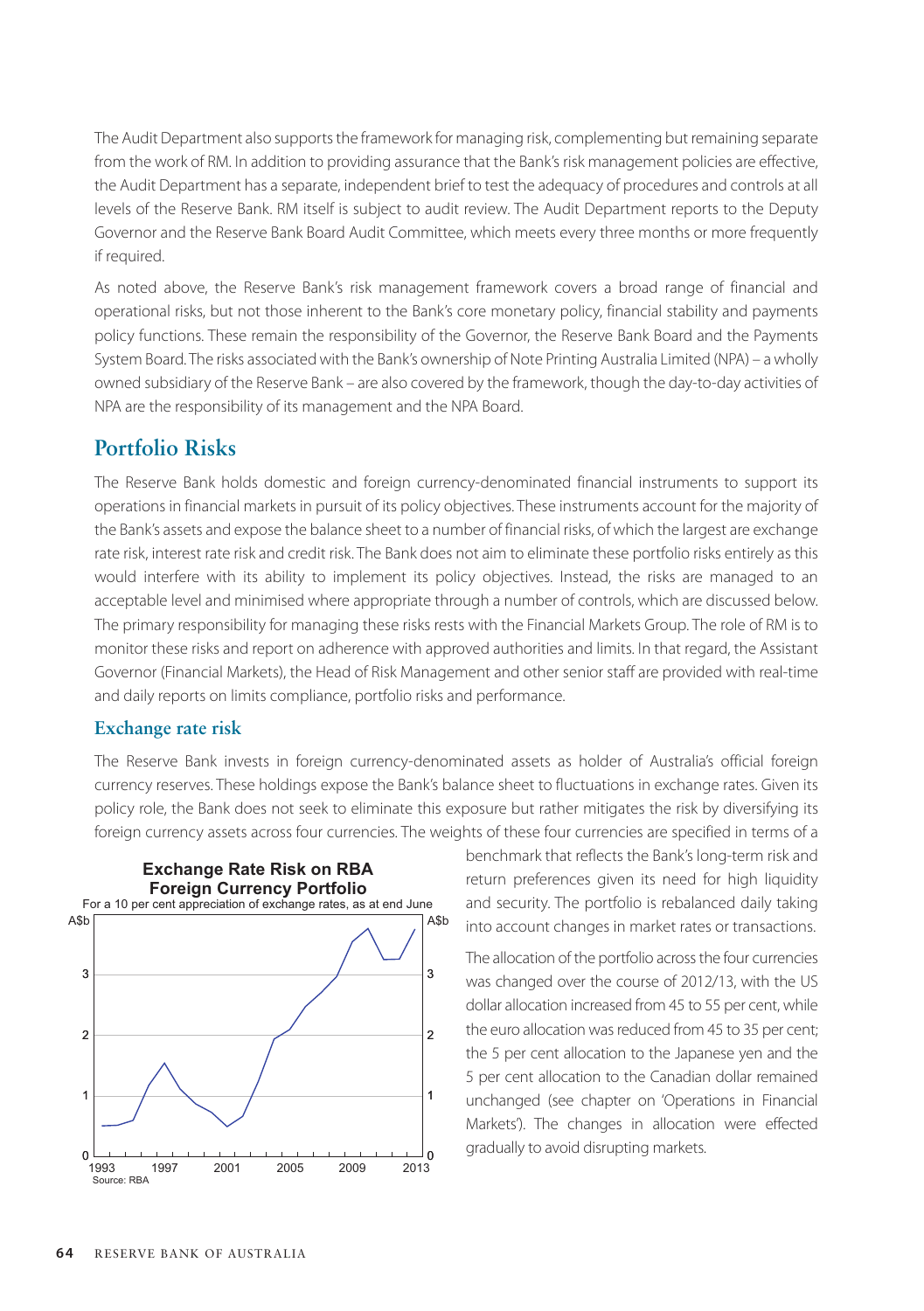The Audit Department also supports the framework for managing risk, complementing but remaining separate from the work of RM. In addition to providing assurance that the Bank's risk management policies are effective, the Audit Department has a separate, independent brief to test the adequacy of procedures and controls at all levels of the Reserve Bank. RM itself is subject to audit review. The Audit Department reports to the Deputy Governor and the Reserve Bank Board Audit Committee, which meets every three months or more frequently if required.

As noted above, the Reserve Bank's risk management framework covers a broad range of financial and operational risks, but not those inherent to the Bank's core monetary policy, financial stability and payments policy functions. These remain the responsibility of the Governor, the Reserve Bank Board and the Payments System Board. The risks associated with the Bank's ownership of Note Printing Australia Limited (NPA) – a wholly owned subsidiary of the Reserve Bank – are also covered by the framework, though the day-to-day activities of NPA are the responsibility of its management and the NPA Board.

## Portfolio Risks

The Reserve Bank holds domestic and foreign currency-denominated financial instruments to support its operations in financial markets in pursuit of its policy objectives. These instruments account for the majority of the Bank's assets and expose the balance sheet to a number of financial risks, of which the largest are exchange rate risk, interest rate risk and credit risk. The Bank does not aim to eliminate these portfolio risks entirely as this would interfere with its ability to implement its policy objectives. Instead, the risks are managed to an acceptable level and minimised where appropriate through a number of controls, which are discussed below. The primary responsibility for managing these risks rests with the Financial Markets Group. The role of RM is to monitor these risks and report on adherence with approved authorities and limits. In that regard, the Assistant Governor (Financial Markets), the Head of Risk Management and other senior staff are provided with real-time and daily reports on limits compliance, portfolio risks and performance.

### Exchange rate risk

The Reserve Bank invests in foreign currency-denominated assets as holder of Australia's official foreign currency reserves. These holdings expose the Bank's balance sheet to fluctuations in exchange rates. Given its policy role, the Bank does not seek to eliminate this exposure but rather mitigates the risk by diversifying its foreign currency assets across four currencies. The weights of these four currencies are specified in terms of a benchmark that reflects the Bank's long-term risk and return preferences given its need for high liquidity and security. The portfolio is rebalanced daily taking into account changes in market rates or transactions.

**Exchange Rate Risk on RBA Foreign Currency Portfolio**
For a 10 per cent appreciation of exchange rates, as at end June

Source: RBA

The allocation of the portfolio across the four currencies was changed over the course of 2012/13, with the US dollar allocation increased from 45 to 55 per cent, while the euro allocation was reduced from 45 to 35 per cent; the 5 per cent allocation to the Japanese yen and the 5 per cent allocation to the Canadian dollar remained unchanged (see chapter on 'Operations in Financial Markets'). The changes in allocation were effected gradually to avoid disrupting markets.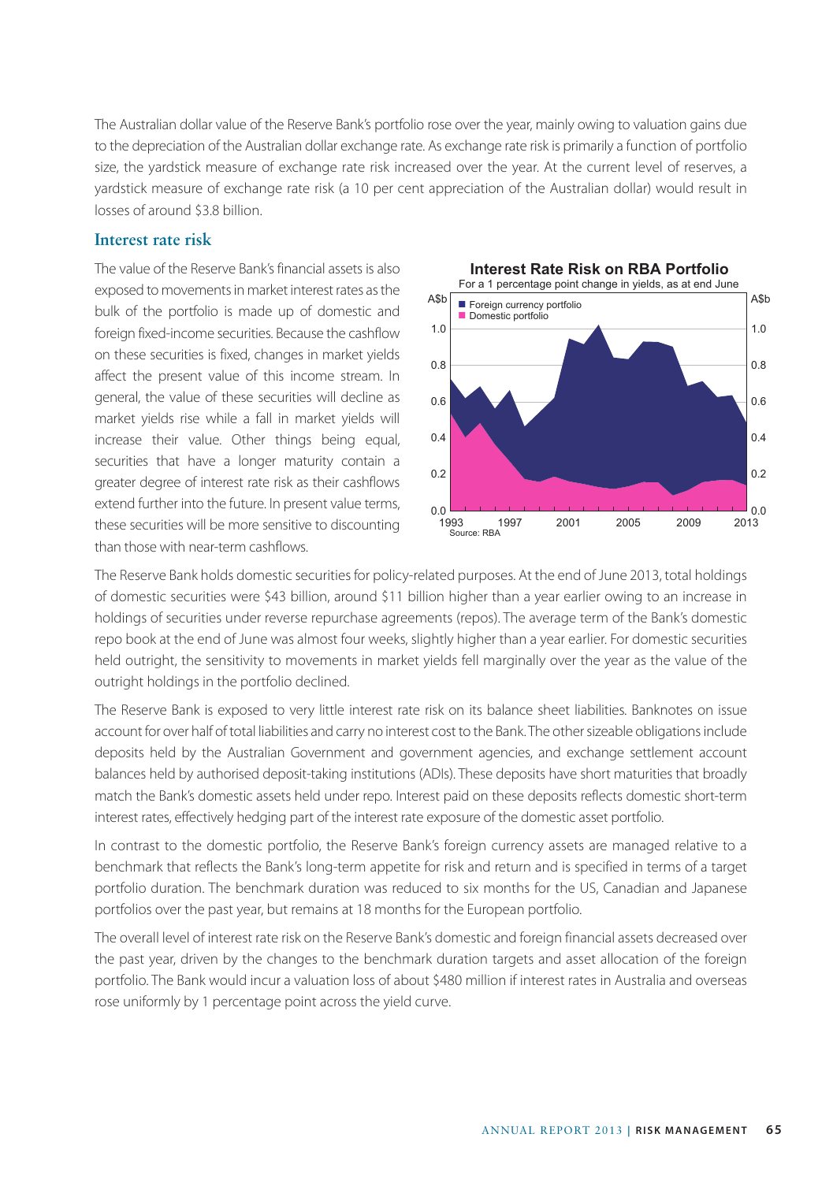The Australian dollar value of the Reserve Bank's portfolio rose over the year, mainly owing to valuation gains due to the depreciation of the Australian dollar exchange rate. As exchange rate risk is primarily a function of portfolio size, the yardstick measure of exchange rate risk increased over the year. At the current level of reserves, a yardstick measure of exchange rate risk (a 10 per cent appreciation of the Australian dollar) would result in losses of around $3.8 billion.

## Interest rate risk

The value of the Reserve Bank's financial assets is also exposed to movements in market interest rates as the bulk of the portfolio is made up of domestic and foreign fixed-income securities. Because the cashflow on these securities is fixed, changes in market yields affect the present value of this income stream. In general, the value of these securities will decline as market yields rise while a fall in market yields will increase their value. Other things being equal, securities that have a longer maturity contain a greater degree of interest rate risk as their cashflows extend further into the future. In present value terms, these securities will be more sensitive to discounting than those with near-term cashflows.

**Interest Rate Risk on RBA Portfolio**
For a 1 percentage point change in yields, as at end June

Source: RBA

The Reserve Bank holds domestic securities for policy-related purposes. At the end of June 2013, total holdings of domestic securities were $43 billion, around $11 billion higher than a year earlier owing to an increase in holdings of securities under reverse repurchase agreements (repos). The average term of the Bank's domestic repo book at the end of June was almost four weeks, slightly higher than a year earlier. For domestic securities held outright, the sensitivity to movements in market yields fell marginally over the year as the value of the outright holdings in the portfolio declined.

The Reserve Bank is exposed to very little interest rate risk on its balance sheet liabilities. Banknotes on issue account for over half of total liabilities and carry no interest cost to the Bank. The other sizeable obligations include deposits held by the Australian Government and government agencies, and exchange settlement account balances held by authorised deposit-taking institutions (ADIs). These deposits have short maturities that broadly match the Bank's domestic assets held under repo. Interest paid on these deposits reflects domestic short-term interest rates, effectively hedging part of the interest rate exposure of the domestic asset portfolio.

In contrast to the domestic portfolio, the Reserve Bank's foreign currency assets are managed relative to a benchmark that reflects the Bank's long-term appetite for risk and return and is specified in terms of a target portfolio duration. The benchmark duration was reduced to six months for the US, Canadian and Japanese portfolios over the past year, but remains at 18 months for the European portfolio.

The overall level of interest rate risk on the Reserve Bank's domestic and foreign financial assets decreased over the past year, driven by the changes to the benchmark duration targets and asset allocation of the foreign portfolio. The Bank would incur a valuation loss of about $480 million if interest rates in Australia and overseas rose uniformly by 1 percentage point across the yield curve.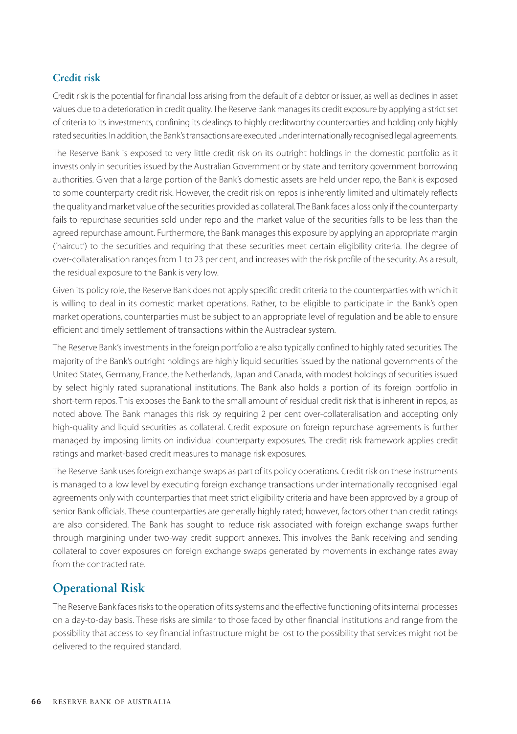### Credit risk

Credit risk is the potential for financial loss arising from the default of a debtor or issuer, as well as declines in asset values due to a deterioration in credit quality. The Reserve Bank manages its credit exposure by applying a strict set of criteria to its investments, confining its dealings to highly creditworthy counterparties and holding only highly rated securities. In addition, the Bank's transactions are executed under internationally recognised legal agreements.

The Reserve Bank is exposed to very little credit risk on its outright holdings in the domestic portfolio as it invests only in securities issued by the Australian Government or by state and territory government borrowing authorities. Given that a large portion of the Bank's domestic assets are held under repo, the Bank is exposed to some counterparty credit risk. However, the credit risk on repos is inherently limited and ultimately reflects the quality and market value of the securities provided as collateral. The Bank faces a loss only if the counterparty fails to repurchase securities sold under repo and the market value of the securities falls to be less than the agreed repurchase amount. Furthermore, the Bank manages this exposure by applying an appropriate margin ('haircut') to the securities and requiring that these securities meet certain eligibility criteria. The degree of over-collateralisation ranges from 1 to 23 per cent, and increases with the risk profile of the security. As a result, the residual exposure to the Bank is very low.

Given its policy role, the Reserve Bank does not apply specific credit criteria to the counterparties with which it is willing to deal in its domestic market operations. Rather, to be eligible to participate in the Bank's open market operations, counterparties must be subject to an appropriate level of regulation and be able to ensure efficient and timely settlement of transactions within the Austraclear system.

The Reserve Bank's investments in the foreign portfolio are also typically confined to highly rated securities. The majority of the Bank's outright holdings are highly liquid securities issued by the national governments of the United States, Germany, France, the Netherlands, Japan and Canada, with modest holdings of securities issued by select highly rated supranational institutions. The Bank also holds a portion of its foreign portfolio in short-term repos. This exposes the Bank to the small amount of residual credit risk that is inherent in repos, as noted above. The Bank manages this risk by requiring 2 per cent over-collateralisation and accepting only high-quality and liquid securities as collateral. Credit exposure on foreign repurchase agreements is further managed by imposing limits on individual counterparty exposures. The credit risk framework applies credit ratings and market-based credit measures to manage risk exposures.

The Reserve Bank uses foreign exchange swaps as part of its policy operations. Credit risk on these instruments is managed to a low level by executing foreign exchange transactions under internationally recognised legal agreements only with counterparties that meet strict eligibility criteria and have been approved by a group of senior Bank officials. These counterparties are generally highly rated; however, factors other than credit ratings are also considered. The Bank has sought to reduce risk associated with foreign exchange swaps further through margining under two-way credit support annexes. This involves the Bank receiving and sending collateral to cover exposures on foreign exchange swaps generated by movements in exchange rates away from the contracted rate.

## Operational Risk

The Reserve Bank faces risks to the operation of its systems and the effective functioning of its internal processes on a day-to-day basis. These risks are similar to those faced by other financial institutions and range from the possibility that access to key financial infrastructure might be lost to the possibility that services might not be delivered to the required standard.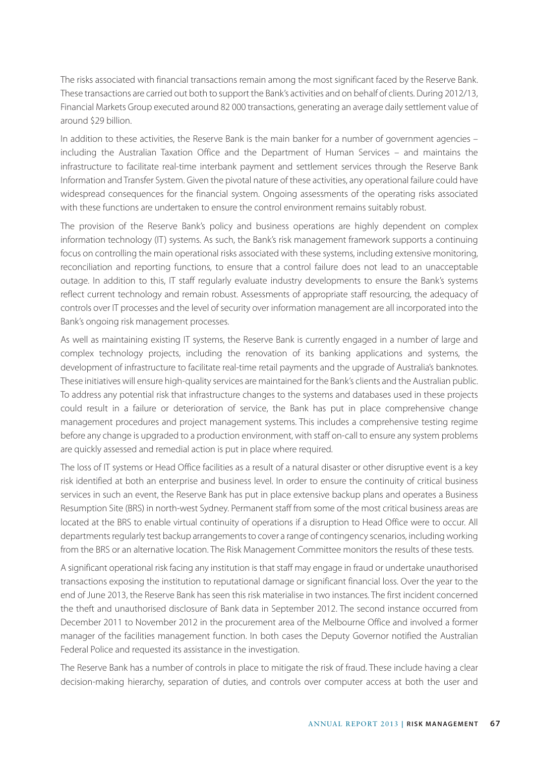The risks associated with financial transactions remain among the most significant faced by the Reserve Bank. These transactions are carried out both to support the Bank's activities and on behalf of clients. During 2012/13, Financial Markets Group executed around 82 000 transactions, generating an average daily settlement value of around $29 billion.

In addition to these activities, the Reserve Bank is the main banker for a number of government agencies – including the Australian Taxation Office and the Department of Human Services – and maintains the infrastructure to facilitate real-time interbank payment and settlement services through the Reserve Bank Information and Transfer System. Given the pivotal nature of these activities, any operational failure could have widespread consequences for the financial system. Ongoing assessments of the operating risks associated with these functions are undertaken to ensure the control environment remains suitably robust.

The provision of the Reserve Bank's policy and business operations are highly dependent on complex information technology (IT) systems. As such, the Bank's risk management framework supports a continuing focus on controlling the main operational risks associated with these systems, including extensive monitoring, reconciliation and reporting functions, to ensure that a control failure does not lead to an unacceptable outage. In addition to this, IT staff regularly evaluate industry developments to ensure the Bank's systems reflect current technology and remain robust. Assessments of appropriate staff resourcing, the adequacy of controls over IT processes and the level of security over information management are all incorporated into the Bank's ongoing risk management processes.

As well as maintaining existing IT systems, the Reserve Bank is currently engaged in a number of large and complex technology projects, including the renovation of its banking applications and systems, the development of infrastructure to facilitate real-time retail payments and the upgrade of Australia's banknotes. These initiatives will ensure high-quality services are maintained for the Bank's clients and the Australian public. To address any potential risk that infrastructure changes to the systems and databases used in these projects could result in a failure or deterioration of service, the Bank has put in place comprehensive change management procedures and project management systems. This includes a comprehensive testing regime before any change is upgraded to a production environment, with staff on-call to ensure any system problems are quickly assessed and remedial action is put in place where required.

The loss of IT systems or Head Office facilities as a result of a natural disaster or other disruptive event is a key risk identified at both an enterprise and business level. In order to ensure the continuity of critical business services in such an event, the Reserve Bank has put in place extensive backup plans and operates a Business Resumption Site (BRS) in north-west Sydney. Permanent staff from some of the most critical business areas are located at the BRS to enable virtual continuity of operations if a disruption to Head Office were to occur. All departments regularly test backup arrangements to cover a range of contingency scenarios, including working from the BRS or an alternative location. The Risk Management Committee monitors the results of these tests.

A significant operational risk facing any institution is that staff may engage in fraud or undertake unauthorised transactions exposing the institution to reputational damage or significant financial loss. Over the year to the end of June 2013, the Reserve Bank has seen this risk materialise in two instances. The first incident concerned the theft and unauthorised disclosure of Bank data in September 2012. The second instance occurred from December 2011 to November 2012 in the procurement area of the Melbourne Office and involved a former manager of the facilities management function. In both cases the Deputy Governor notified the Australian Federal Police and requested its assistance in the investigation.

The Reserve Bank has a number of controls in place to mitigate the risk of fraud. These include having a clear decision-making hierarchy, separation of duties, and controls over computer access at both the user and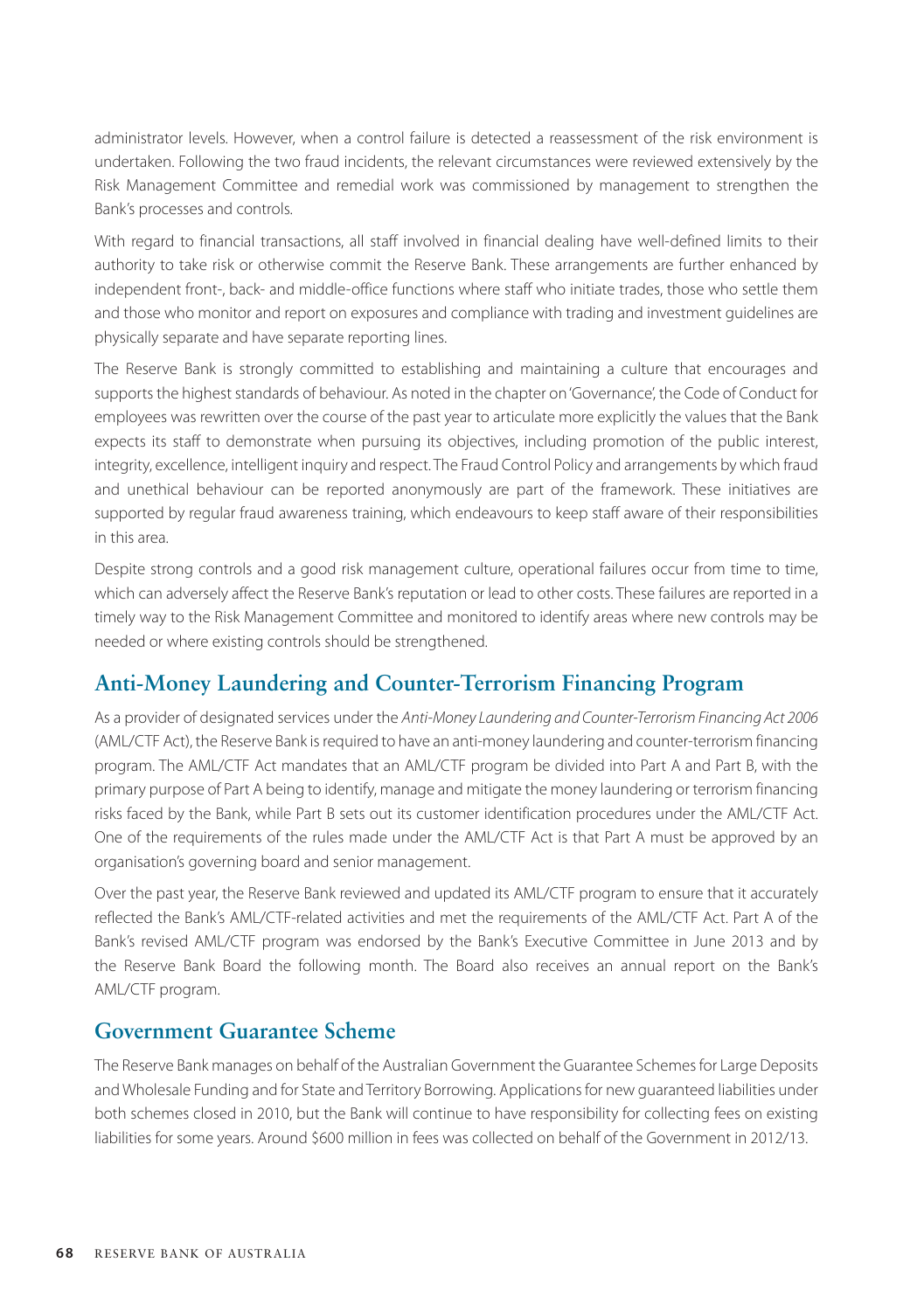administrator levels. However, when a control failure is detected a reassessment of the risk environment is undertaken. Following the two fraud incidents, the relevant circumstances were reviewed extensively by the Risk Management Committee and remedial work was commissioned by management to strengthen the Bank's processes and controls.

With regard to financial transactions, all staff involved in financial dealing have well-defined limits to their authority to take risk or otherwise commit the Reserve Bank. These arrangements are further enhanced by independent front-, back- and middle-office functions where staff who initiate trades, those who settle them and those who monitor and report on exposures and compliance with trading and investment guidelines are physically separate and have separate reporting lines.

The Reserve Bank is strongly committed to establishing and maintaining a culture that encourages and supports the highest standards of behaviour. As noted in the chapter on 'Governance', the Code of Conduct for employees was rewritten over the course of the past year to articulate more explicitly the values that the Bank expects its staff to demonstrate when pursuing its objectives, including promotion of the public interest, integrity, excellence, intelligent inquiry and respect. The Fraud Control Policy and arrangements by which fraud and unethical behaviour can be reported anonymously are part of the framework. These initiatives are supported by regular fraud awareness training, which endeavours to keep staff aware of their responsibilities in this area.

Despite strong controls and a good risk management culture, operational failures occur from time to time, which can adversely affect the Reserve Bank's reputation or lead to other costs. These failures are reported in a timely way to the Risk Management Committee and monitored to identify areas where new controls may be needed or where existing controls should be strengthened.

## Anti-Money Laundering and Counter-Terrorism Financing Program

As a provider of designated services under the *Anti-Money Laundering and Counter-Terrorism Financing Act 2006* (AML/CTF Act), the Reserve Bank is required to have an anti-money laundering and counter-terrorism financing program. The AML/CTF Act mandates that an AML/CTF program be divided into Part A and Part B, with the primary purpose of Part A being to identify, manage and mitigate the money laundering or terrorism financing risks faced by the Bank, while Part B sets out its customer identification procedures under the AML/CTF Act. One of the requirements of the rules made under the AML/CTF Act is that Part A must be approved by an organisation's governing board and senior management.

Over the past year, the Reserve Bank reviewed and updated its AML/CTF program to ensure that it accurately reflected the Bank's AML/CTF-related activities and met the requirements of the AML/CTF Act. Part A of the Bank's revised AML/CTF program was endorsed by the Bank's Executive Committee in June 2013 and by the Reserve Bank Board the following month. The Board also receives an annual report on the Bank's AML/CTF program.

## Government Guarantee Scheme

The Reserve Bank manages on behalf of the Australian Government the Guarantee Schemes for Large Deposits and Wholesale Funding and for State and Territory Borrowing. Applications for new guaranteed liabilities under both schemes closed in 2010, but the Bank will continue to have responsibility for collecting fees on existing liabilities for some years. Around $600 million in fees was collected on behalf of the Government in 2012/13.